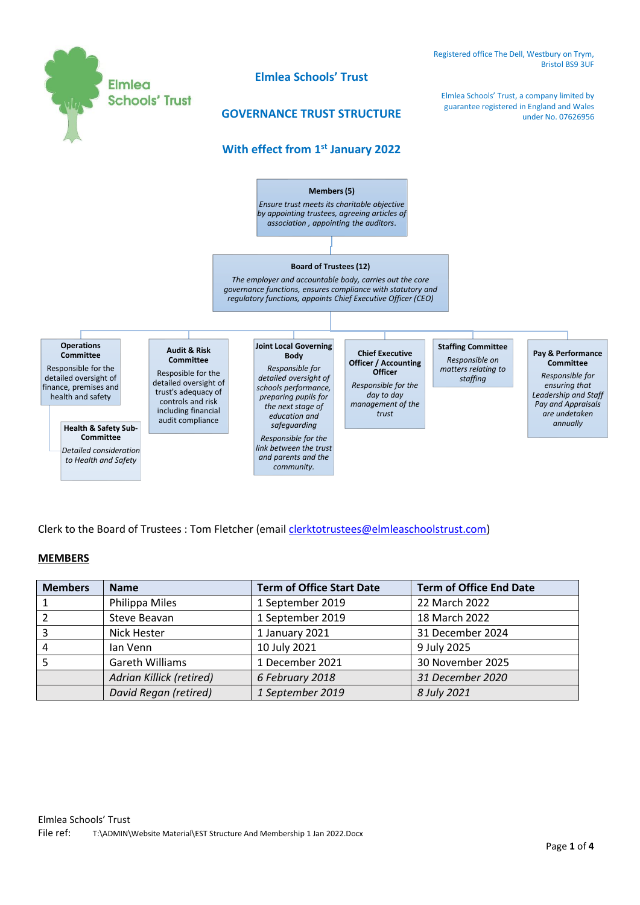Registered office The Dell, Westbury on Trym, Bristol BS9 3UF

Elmlea Schools' Trust, a company limited by guarantee registered in England and Wales under No. 07626956

# Elmlea Schools' Trust

## GOVERNANCE TRUST STRUCTURE

## With effect from 1st January 2022

**Members (5)**

*Ensure trust meets its charitable objective by appointing trustees, agreeing articles of association , appointing the auditors.*

**Board of Trustees (12)**

*The employer and accountable body, carries out the core governance functions, ensures compliance with statutory and regulatory functions, appoints Chief Executive Officer (CEO)*

**Operations Committee**

Responsible for the detailed oversight of finance, premises and health and safety

**Health & Safety Sub-Committee**

*Detailed consideration to Health and Safety*

**Audit & Risk Committee**

Resposible for the detailed oversight of trust's adequacy of controls and risk including financial audit compliance

**Joint Local Governing Body**

*Responsible for detailed oversight of schools performance, preparing pupils for the next stage of education and safeguarding*

*Responsible for the link between the trust and parents and the community.*

**Chief Executive Officer / Accounting Officer**

*Responsible for the day to day management of the trust*

**Staffing Committee**

*Responsible on matters relating to staffing*

**Pay & Performance Committee**

*Responsible for ensuring that Leadership and Staff Pay and Appraisals are undetaken annually*

Clerk to the Board of Trustees : Tom Fletcher (email clerktotrustees@elmleaschoolstrust.com)

**MEMBERS**

| Members | Name | Term of Office Start Date | Term of Office End Date |
|---|---|---|---|
| 1 | Philippa Miles | 1 September 2019 | 22 March 2022 |
| 2 | Steve Beavan | 1 September 2019 | 18 March 2022 |
| 3 | Nick Hester | 1 January 2021 | 31 December 2024 |
| 4 | Ian Venn | 10 July 2021 | 9 July 2025 |
| 5 | Gareth Williams | 1 December 2021 | 30 November 2025 |
| | *Adrian Killick (retired)* | *6 February 2018* | *31 December 2020* |
| | *David Regan (retired)* | *1 September 2019* | *8 July 2021* |

Elmlea Schools' Trust
File ref: T:\ADMIN\Website Material\EST Structure And Membership 1 Jan 2022.Docx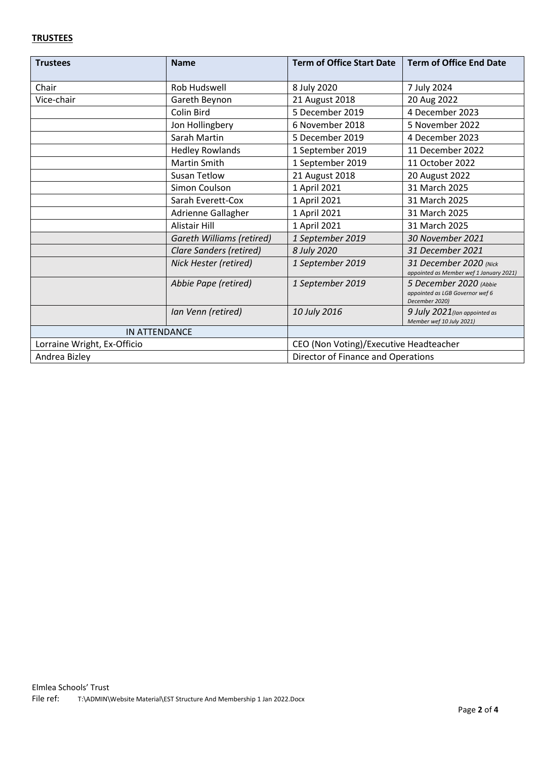**TRUSTEES**

| Trustees | Name | Term of Office Start Date | Term of Office End Date |
|---|---|---|---|
| Chair | Rob Hudswell | 8 July 2020 | 7 July 2024 |
| Vice-chair | Gareth Beynon | 21 August 2018 | 20 Aug 2022 |
| | Colin Bird | 5 December 2019 | 4 December 2023 |
| | Jon Hollingbery | 6 November 2018 | 5 November 2022 |
| | Sarah Martin | 5 December 2019 | 4 December 2023 |
| | Hedley Rowlands | 1 September 2019 | 11 December 2022 |
| | Martin Smith | 1 September 2019 | 11 October 2022 |
| | Susan Tetlow | 21 August 2018 | 20 August 2022 |
| | Simon Coulson | 1 April 2021 | 31 March 2025 |
| | Sarah Everett-Cox | 1 April 2021 | 31 March 2025 |
| | Adrienne Gallagher | 1 April 2021 | 31 March 2025 |
| | Alistair Hill | 1 April 2021 | 31 March 2025 |
| | *Gareth Williams (retired)* | *1 September 2019* | *30 November 2021* |
| | *Clare Sanders (retired)* | *8 July 2020* | *31 December 2021* |
| | *Nick Hester (retired)* | *1 September 2019* | *31 December 2020 (Nick appointed as Member wef 1 January 2021)* |
| | *Abbie Pape (retired)* | *1 September 2019* | *5 December 2020 (Abbie appointed as LGB Governor wef 6 December 2020)* |
| | *Ian Venn (retired)* | *10 July 2016* | *9 July 2021 (Ian appointed as Member wef 10 July 2021)* |
| IN ATTENDANCE | | | |
| Lorraine Wright, Ex-Officio | | CEO (Non Voting)/Executive Headteacher | |
| Andrea Bizley | | Director of Finance and Operations | |

Elmlea Schools' Trust
File ref: T:\ADMIN\Website Material\EST Structure And Membership 1 Jan 2022.Docx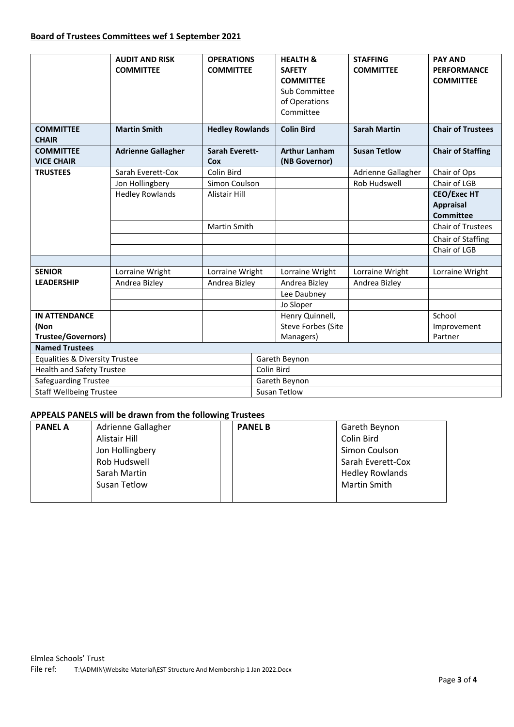**Board of Trustees Committees wef 1 September 2021**

| | AUDIT AND RISK COMMITTEE | OPERATIONS COMMITTEE | HEALTH & SAFETY COMMITTEE Sub Committee of Operations Committee | STAFFING COMMITTEE | PAY AND PERFORMANCE COMMITTEE |
|---|---|---|---|---|---|
| **COMMITTEE CHAIR** | **Martin Smith** | **Hedley Rowlands** | **Colin Bird** | **Sarah Martin** | **Chair of Trustees** |
| **COMMITTEE VICE CHAIR** | **Adrienne Gallagher** | **Sarah Everett-Cox** | **Arthur Lanham (NB Governor)** | **Susan Tetlow** | **Chair of Staffing** |
| **TRUSTEES** | Sarah Everett-Cox | Colin Bird | | Adrienne Gallagher | Chair of Ops |
| | Jon Hollingbery | Simon Coulson | | Rob Hudswell | Chair of LGB |
| | Hedley Rowlands | Alistair Hill | | | **CEO/Exec HT Appraisal Committee** |
| | | Martin Smith | | | Chair of Trustees |
| | | | | | Chair of Staffing |
| | | | | | Chair of LGB |
| | | | | | |
| **SENIOR LEADERSHIP** | Lorraine Wright | Lorraine Wright | Lorraine Wright | Lorraine Wright | Lorraine Wright |
| | Andrea Bizley | Andrea Bizley | Andrea Bizley | Andrea Bizley | |
| | | | Lee Daubney | | |
| | | | Jo Sloper | | |
| **IN ATTENDANCE (Non Trustee/Governors)** | | | Henry Quinnell, Steve Forbes (Site Managers) | | School Improvement Partner |

| **Named Trustees** | |
|---|---|
| Equalities & Diversity Trustee | Gareth Beynon |
| Health and Safety Trustee | Colin Bird |
| Safeguarding Trustee | Gareth Beynon |
| Staff Wellbeing Trustee | Susan Tetlow |

**APPEALS PANELS will be drawn from the following Trustees**

| **PANEL A** | | **PANEL B** | |
|---|---|---|---|
| | Adrienne Gallagher | | Gareth Beynon |
| | Alistair Hill | | Colin Bird |
| | Jon Hollingbery | | Simon Coulson |
| | Rob Hudswell | | Sarah Everett-Cox |
| | Sarah Martin | | Hedley Rowlands |
| | Susan Tetlow | | Martin Smith |

Elmlea Schools' Trust
File ref: T:\ADMIN\Website Material\EST Structure And Membership 1 Jan 2022.Docx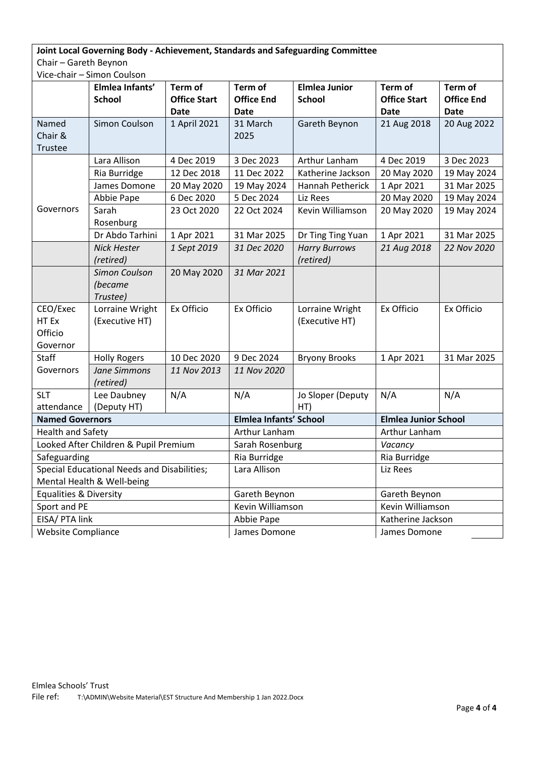**Joint Local Governing Body - Achievement, Standards and Safeguarding Committee**
Chair – Gareth Beynon
Vice-chair – Simon Coulson

| | Elmlea Infants' School | Term of Office Start Date | Term of Office End Date | Elmlea Junior School | Term of Office Start Date | Term of Office End Date |
|---|---|---|---|---|---|---|
| Named Chair & Trustee | Simon Coulson | 1 April 2021 | 31 March 2025 | Gareth Beynon | 21 Aug 2018 | 20 Aug 2022 |
| Governors | Lara Allison | 4 Dec 2019 | 3 Dec 2023 | Arthur Lanham | 4 Dec 2019 | 3 Dec 2023 |
| | Ria Burridge | 12 Dec 2018 | 11 Dec 2022 | Katherine Jackson | 20 May 2020 | 19 May 2024 |
| | James Domone | 20 May 2020 | 19 May 2024 | Hannah Petherick | 1 Apr 2021 | 31 Mar 2025 |
| | Abbie Pape | 6 Dec 2020 | 5 Dec 2024 | Liz Rees | 20 May 2020 | 19 May 2024 |
| | Sarah Rosenburg | 23 Oct 2020 | 22 Oct 2024 | Kevin Williamson | 20 May 2020 | 19 May 2024 |
| | Dr Abdo Tarhini | 1 Apr 2021 | 31 Mar 2025 | Dr Ting Ting Yuan | 1 Apr 2021 | 31 Mar 2025 |
| | *Nick Hester (retired)* | *1 Sept 2019* | *31 Dec 2020* | *Harry Burrows (retired)* | *21 Aug 2018* | *22 Nov 2020* |
| | *Simon Coulson (became Trustee)* | 20 May 2020 | *31 Mar 2021* | | | |
| CEO/Exec HT Ex Officio Governor | Lorraine Wright (Executive HT) | Ex Officio | Ex Officio | Lorraine Wright (Executive HT) | Ex Officio | Ex Officio |
| Staff Governors | Holly Rogers | 10 Dec 2020 | 9 Dec 2024 | Bryony Brooks | 1 Apr 2021 | 31 Mar 2025 |
| | *Jane Simmons (retired)* | *11 Nov 2013* | *11 Nov 2020* | | | |
| SLT attendance | Lee Daubney (Deputy HT) | N/A | N/A | Jo Sloper (Deputy HT) | N/A | N/A |

| **Named Governors** | **Elmlea Infants' School** | **Elmlea Junior School** |
|---|---|---|
| Health and Safety | Arthur Lanham | Arthur Lanham |
| Looked After Children & Pupil Premium | Sarah Rosenburg | *Vacancy* |
| Safeguarding | Ria Burridge | Ria Burridge |
| Special Educational Needs and Disabilities; Mental Health & Well-being | Lara Allison | Liz Rees |
| Equalities & Diversity | Gareth Beynon | Gareth Beynon |
| Sport and PE | Kevin Williamson | Kevin Williamson |
| EISA/ PTA link | Abbie Pape | Katherine Jackson |
| Website Compliance | James Domone | James Domone |

Elmlea Schools' Trust
File ref: T:\ADMIN\Website Material\EST Structure And Membership 1 Jan 2022.Docx